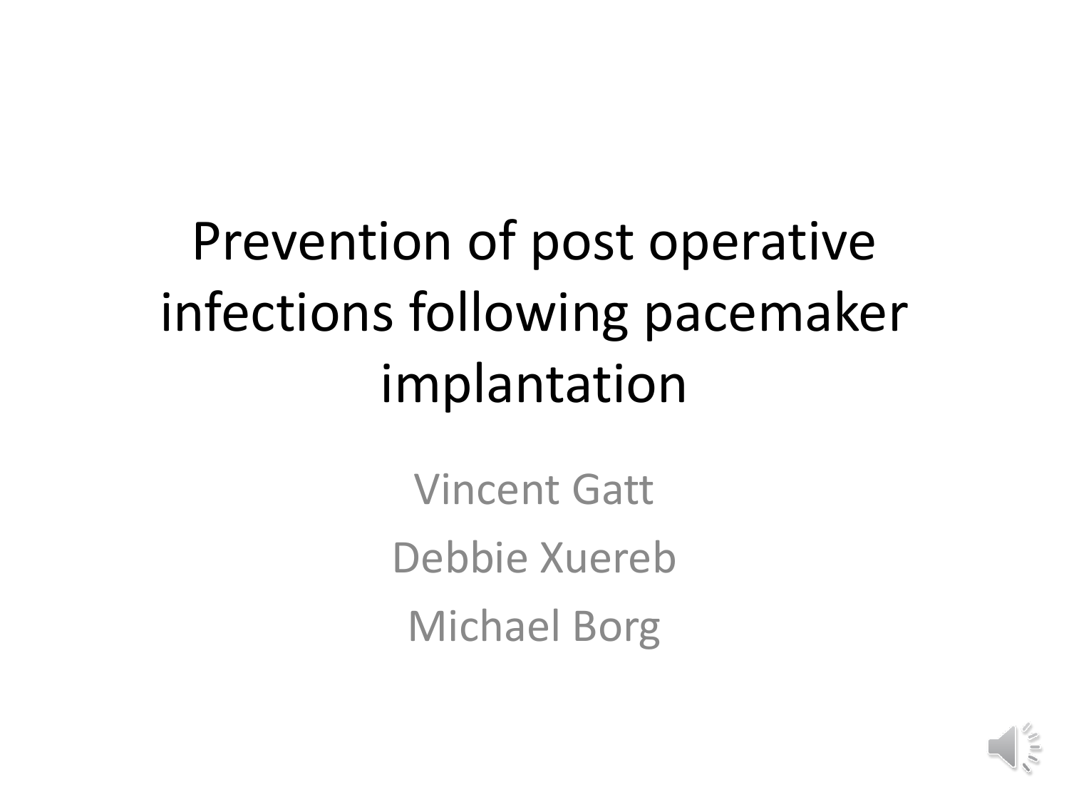# Prevention of post operative infections following pacemaker implantation

Vincent Gatt

Debbie Xuereb

Michael Borg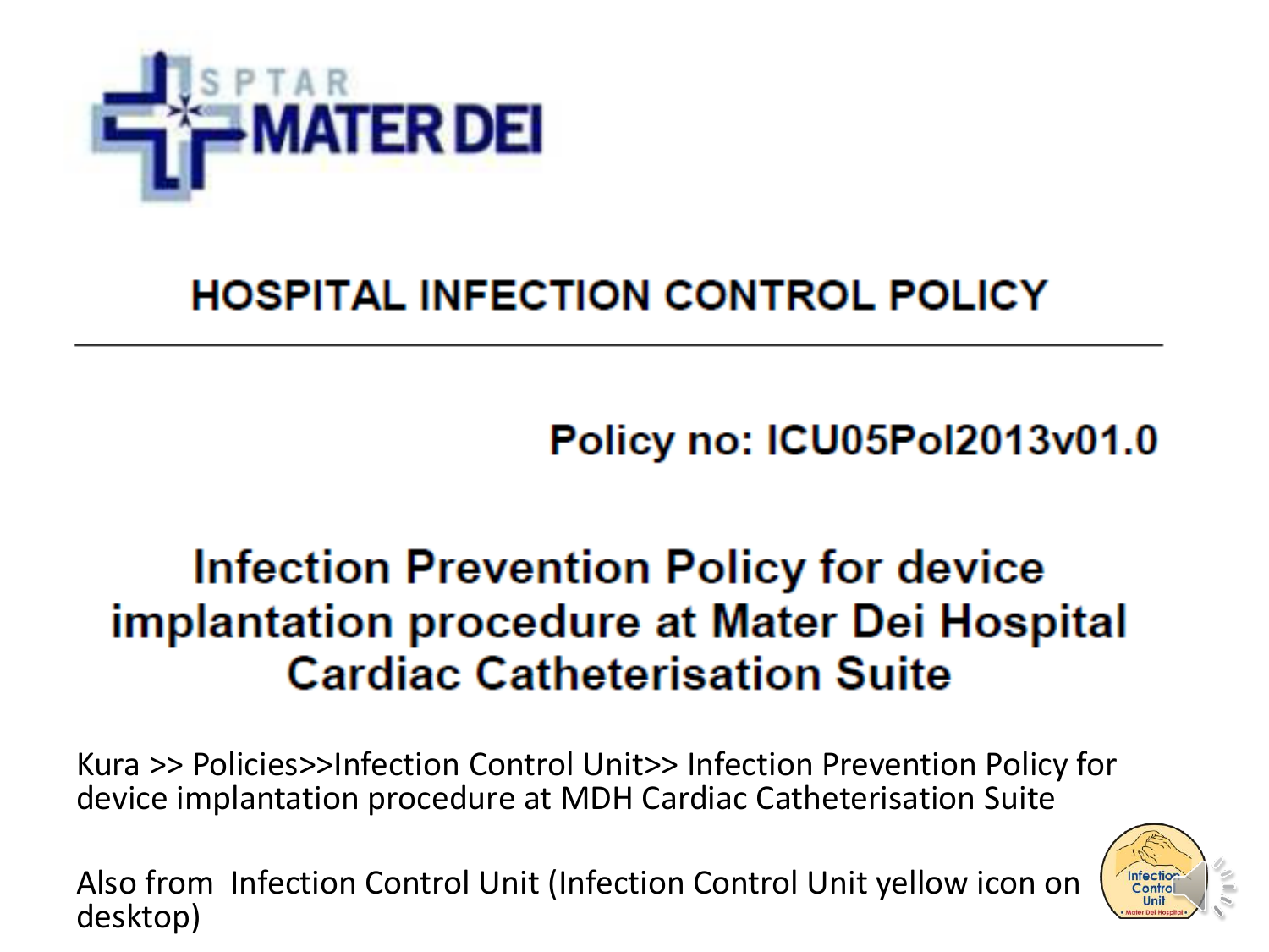SPTAR MATER DEI

# HOSPITAL INFECTION CONTROL POLICY

Policy no: ICU05Pol2013v01.0

## Infection Prevention Policy for device implantation procedure at Mater Dei Hospital Cardiac Catheterisation Suite

Kura >> Policies>>Infection Control Unit>> Infection Prevention Policy for device implantation procedure at MDH Cardiac Catheterisation Suite

Also from Infection Control Unit (Infection Control Unit yellow icon on desktop)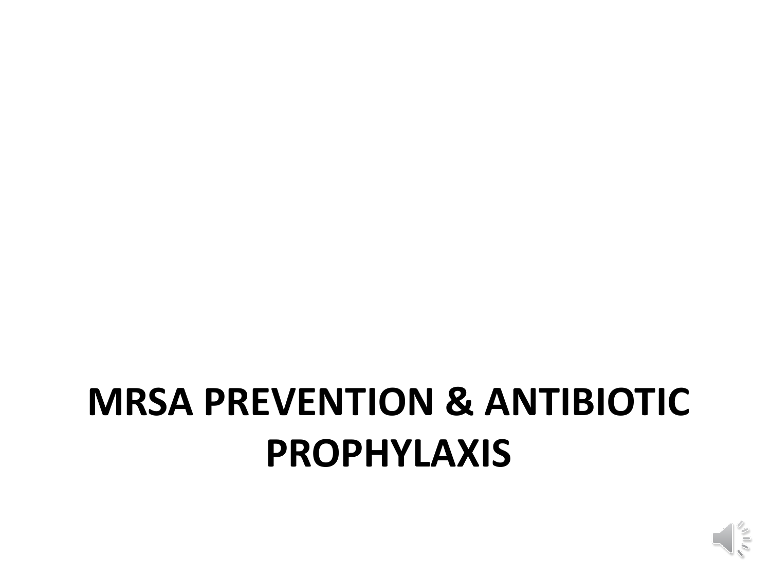# MRSA PREVENTION & ANTIBIOTIC PROPHYLAXIS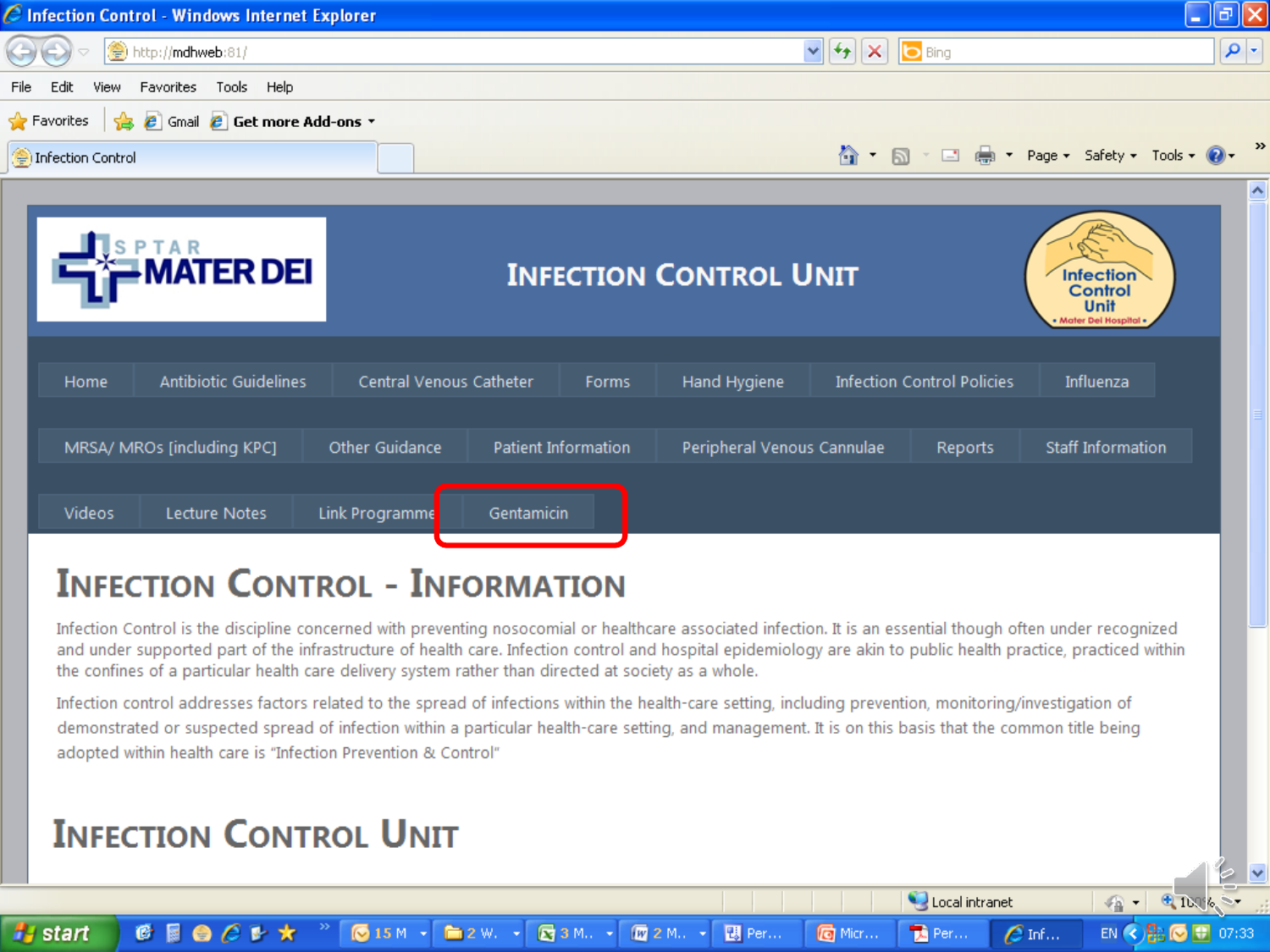# Infection Control Unit

Home | Antibiotic Guidelines | Central Venous Catheter | Forms | Hand Hygiene | Infection Control Policies | Influenza

MRSA/ MROs [including KPC] | Other Guidance | Patient Information | Peripheral Venous Cannulae | Reports | Staff Information

Videos | Lecture Notes | Link Programme | Gentamicin

## Infection Control - Information

Infection Control is the discipline concerned with preventing nosocomial or healthcare associated infection. It is an essential though often under recognized and under supported part of the infrastructure of health care. Infection control and hospital epidemiology are akin to public health practice, practiced within the confines of a particular health care delivery system rather than directed at society as a whole.

Infection control addresses factors related to the spread of infections within the health-care setting, including prevention, monitoring/investigation of demonstrated or suspected spread of infection within a particular health-care setting, and management. It is on this basis that the common title being adopted within health care is "Infection Prevention & Control"

## Infection Control Unit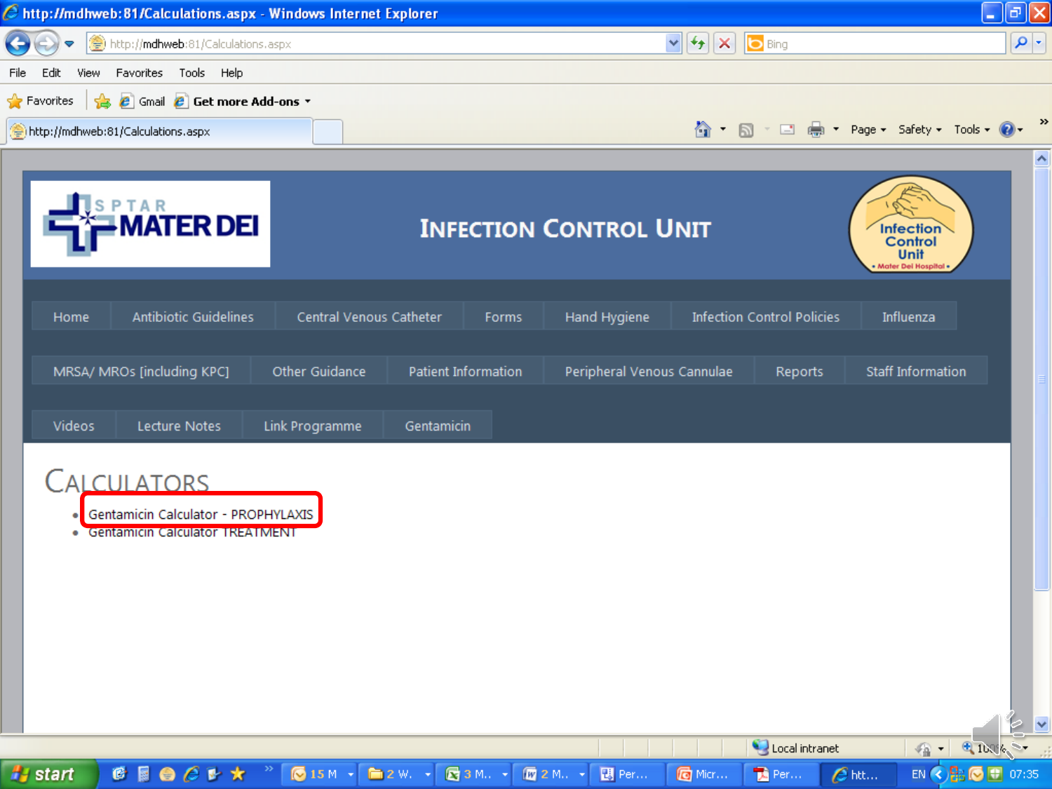# Infection Control Unit

Home | Antibiotic Guidelines | Central Venous Catheter | Forms | Hand Hygiene | Infection Control Policies | Influenza

MRSA/ MROs [including KPC] | Other Guidance | Patient Information | Peripheral Venous Cannulae | Reports | Staff Information

Videos | Lecture Notes | Link Programme | Gentamicin

## Calculators

- Gentamicin Calculator - PROPHYLAXIS
- Gentamicin Calculator TREATMENT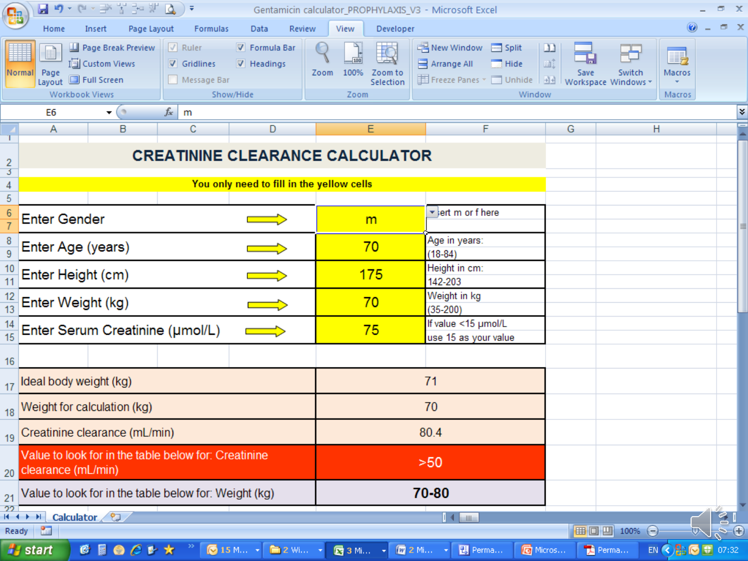# CREATININE CLEARANCE CALCULATOR

**You only need to fill in the yellow cells**

| | | |
|---|---|---|
| Enter Gender | m | Insert m or f here |
| Enter Age (years) | 70 | Age in years: (18-84) |
| Enter Height (cm) | 175 | Height in cm: 142-203 |
| Enter Weight (kg) | 70 | Weight in kg (35-200) |
| Enter Serum Creatinine (μmol/L) | 75 | If value <15 μmol/L use 15 as your value |

| | |
|---|---|
| Ideal body weight (kg) | 71 |
| Weight for calculation (kg) | 70 |
| Creatinine clearance (mL/min) | 80.4 |
| Value to look for in the table below for: Creatinine clearance (mL/min) | >50 |
| Value to look for in the table below for: Weight (kg) | **70-80** |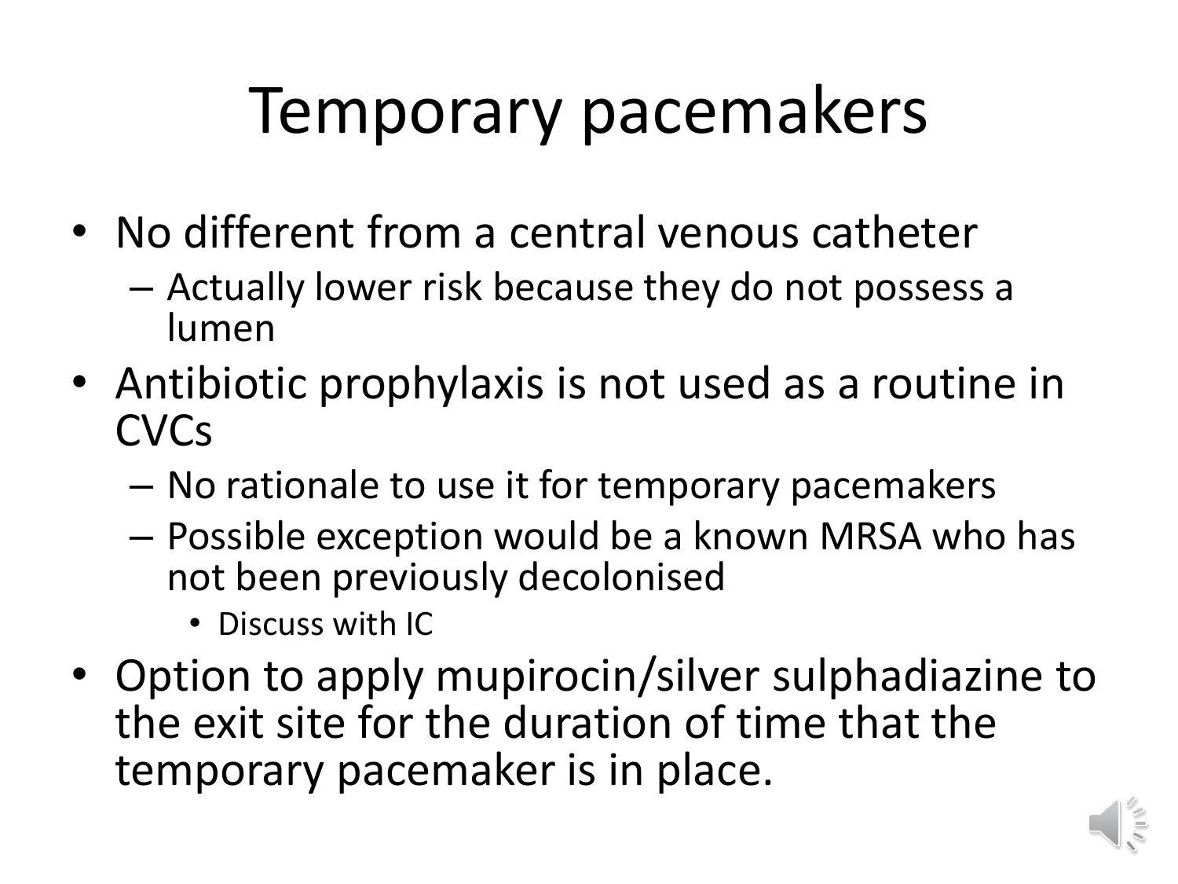# Temporary pacemakers

- No different from a central venous catheter
  - Actually lower risk because they do not possess a lumen
- Antibiotic prophylaxis is not used as a routine in CVCs
  - No rationale to use it for temporary pacemakers
  - Possible exception would be a known MRSA who has not been previously decolonised
    - Discuss with IC
- Option to apply mupirocin/silver sulphadiazine to the exit site for the duration of time that the temporary pacemaker is in place.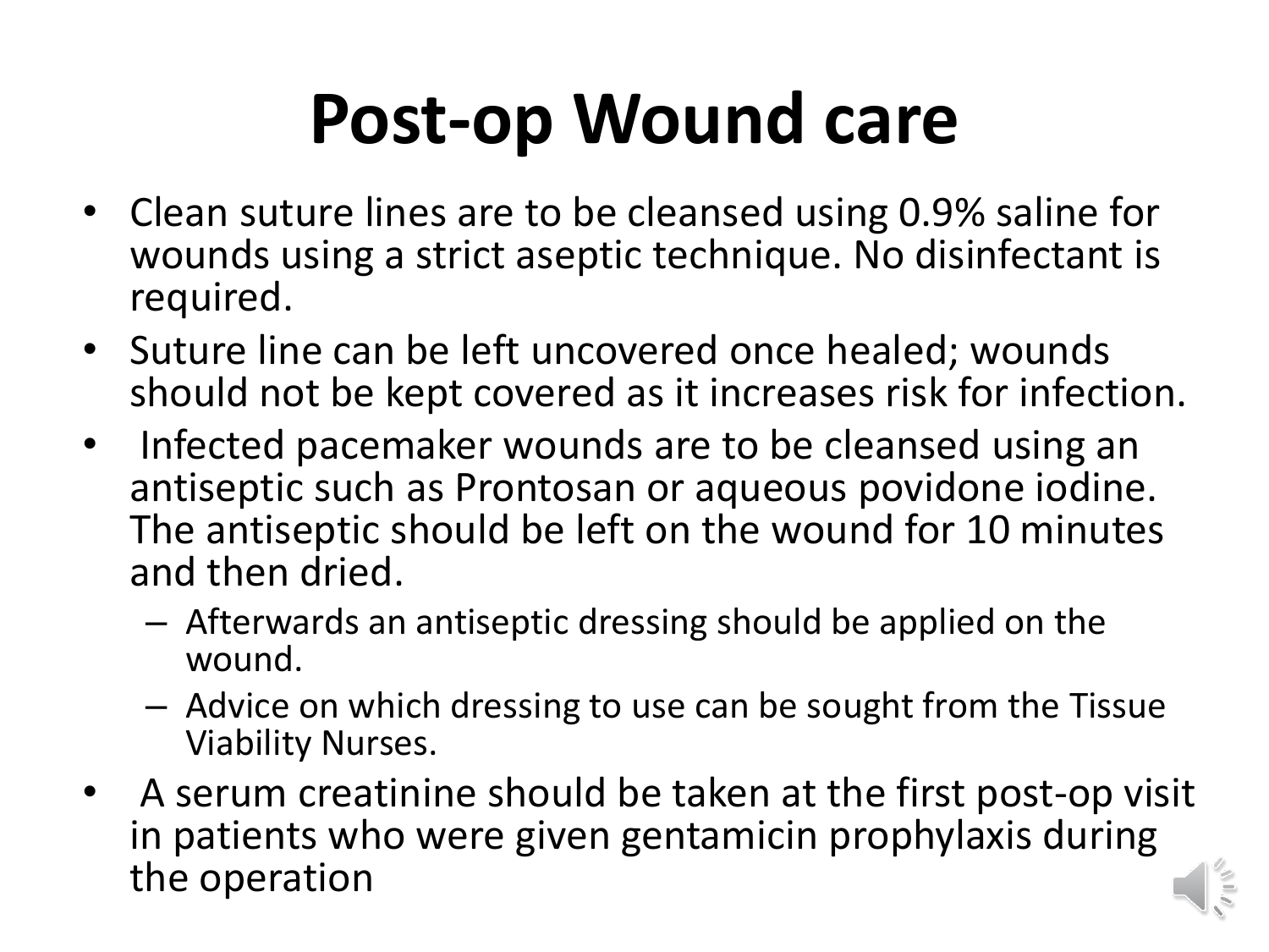# Post-op Wound care

- Clean suture lines are to be cleansed using 0.9% saline for wounds using a strict aseptic technique. No disinfectant is required.
- Suture line can be left uncovered once healed; wounds should not be kept covered as it increases risk for infection.
- Infected pacemaker wounds are to be cleansed using an antiseptic such as Prontosan or aqueous povidone iodine. The antiseptic should be left on the wound for 10 minutes and then dried.
  - Afterwards an antiseptic dressing should be applied on the wound.
  - Advice on which dressing to use can be sought from the Tissue Viability Nurses.
- A serum creatinine should be taken at the first post-op visit in patients who were given gentamicin prophylaxis during the operation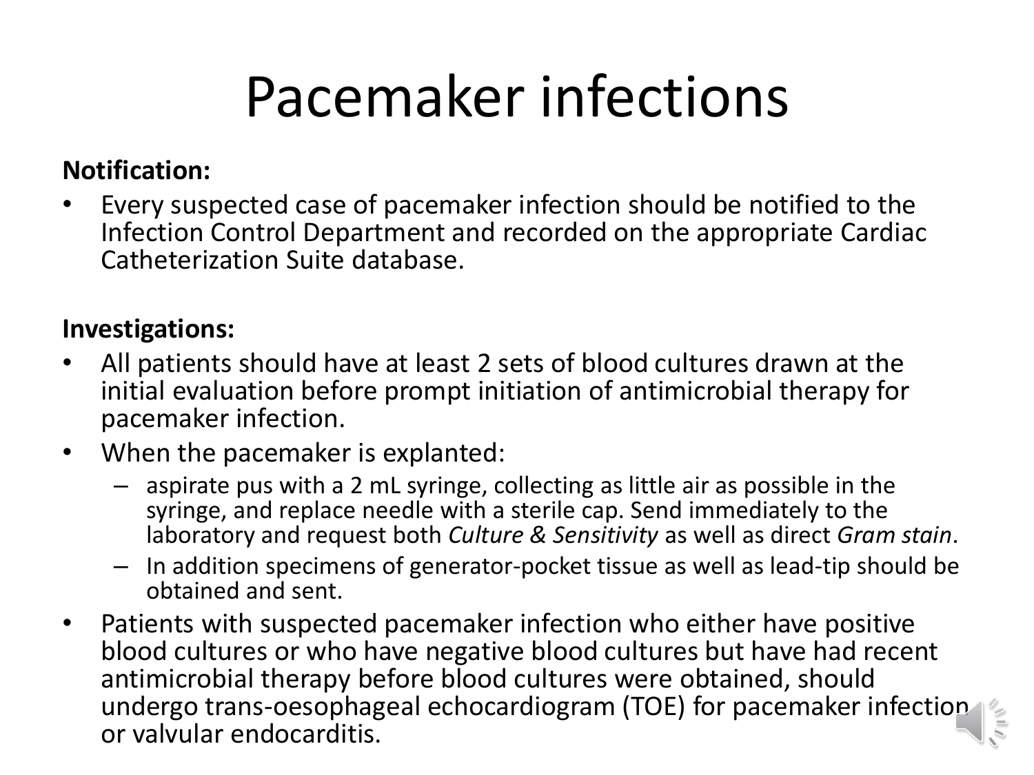# Pacemaker infections

**Notification:**

- Every suspected case of pacemaker infection should be notified to the Infection Control Department and recorded on the appropriate Cardiac Catheterization Suite database.

**Investigations:**

- All patients should have at least 2 sets of blood cultures drawn at the initial evaluation before prompt initiation of antimicrobial therapy for pacemaker infection.
- When the pacemaker is explanted:
  - aspirate pus with a 2 mL syringe, collecting as little air as possible in the syringe, and replace needle with a sterile cap. Send immediately to the laboratory and request both *Culture & Sensitivity* as well as direct *Gram stain*.
  - In addition specimens of generator-pocket tissue as well as lead-tip should be obtained and sent.
- Patients with suspected pacemaker infection who either have positive blood cultures or who have negative blood cultures but have had recent antimicrobial therapy before blood cultures were obtained, should undergo trans-oesophageal echocardiogram (TOE) for pacemaker infection or valvular endocarditis.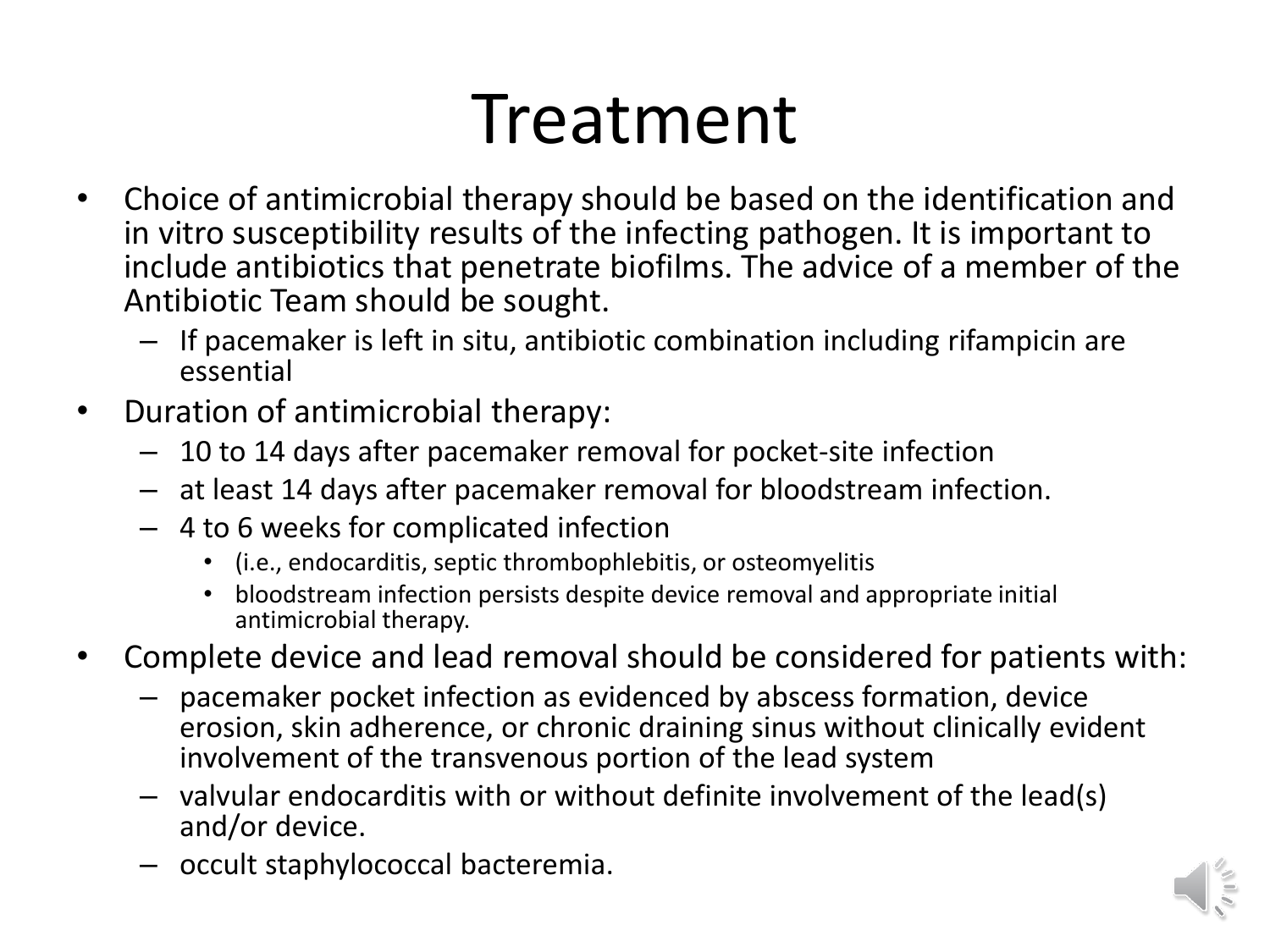# Treatment

- Choice of antimicrobial therapy should be based on the identification and in vitro susceptibility results of the infecting pathogen. It is important to include antibiotics that penetrate biofilms. The advice of a member of the Antibiotic Team should be sought.
  - If pacemaker is left in situ, antibiotic combination including rifampicin are essential
- Duration of antimicrobial therapy:
  - 10 to 14 days after pacemaker removal for pocket-site infection
  - at least 14 days after pacemaker removal for bloodstream infection.
  - 4 to 6 weeks for complicated infection
    - (i.e., endocarditis, septic thrombophlebitis, or osteomyelitis
    - bloodstream infection persists despite device removal and appropriate initial antimicrobial therapy.
- Complete device and lead removal should be considered for patients with:
  - pacemaker pocket infection as evidenced by abscess formation, device erosion, skin adherence, or chronic draining sinus without clinically evident involvement of the transvenous portion of the lead system
  - valvular endocarditis with or without definite involvement of the lead(s) and/or device.
  - occult staphylococcal bacteremia.